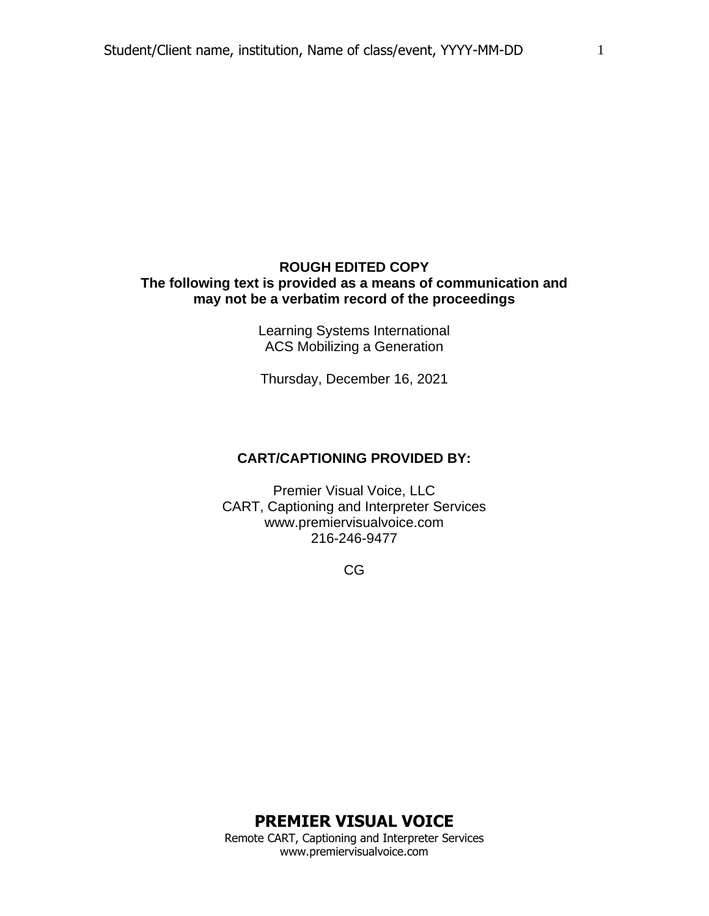**ROUGH EDITED COPY**
**The following text is provided as a means of communication and may not be a verbatim record of the proceedings**

Learning Systems International
ACS Mobilizing a Generation

Thursday, December 16, 2021

**CART/CAPTIONING PROVIDED BY:**

Premier Visual Voice, LLC
CART, Captioning and Interpreter Services
www.premiervisualvoice.com
216-246-9477

CG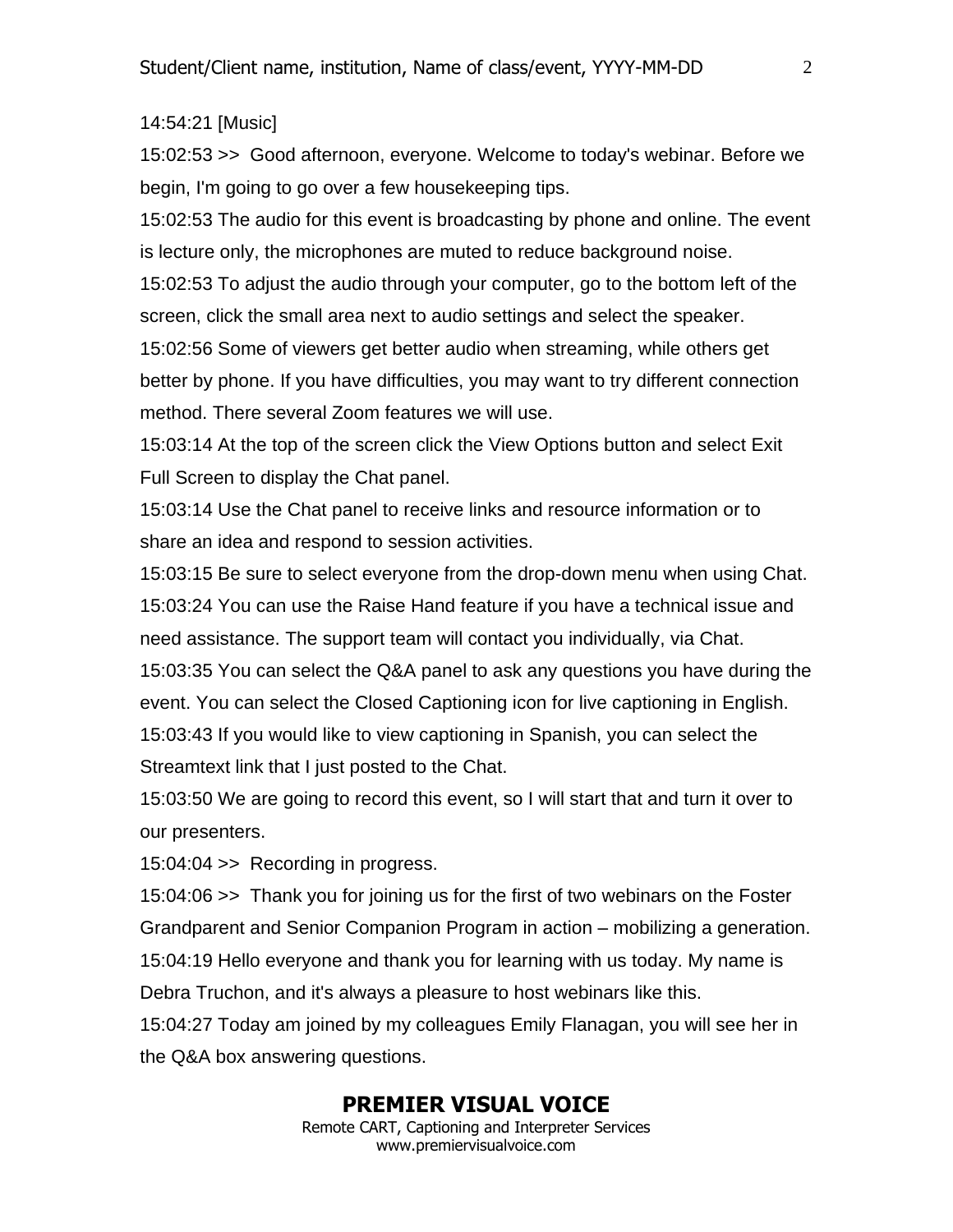14:54:21 [Music]

15:02:53 >>  Good afternoon, everyone. Welcome to today's webinar. Before we begin, I'm going to go over a few housekeeping tips.

15:02:53 The audio for this event is broadcasting by phone and online. The event is lecture only, the microphones are muted to reduce background noise.

15:02:53 To adjust the audio through your computer, go to the bottom left of the screen, click the small area next to audio settings and select the speaker.

15:02:56 Some of viewers get better audio when streaming, while others get better by phone. If you have difficulties, you may want to try different connection method. There several Zoom features we will use.

15:03:14 At the top of the screen click the View Options button and select Exit Full Screen to display the Chat panel.

15:03:14 Use the Chat panel to receive links and resource information or to share an idea and respond to session activities.

15:03:15 Be sure to select everyone from the drop-down menu when using Chat.

15:03:24 You can use the Raise Hand feature if you have a technical issue and need assistance. The support team will contact you individually, via Chat.

15:03:35 You can select the Q&A panel to ask any questions you have during the event. You can select the Closed Captioning icon for live captioning in English.

15:03:43 If you would like to view captioning in Spanish, you can select the Streamtext link that I just posted to the Chat.

15:03:50 We are going to record this event, so I will start that and turn it over to our presenters.

15:04:04 >>  Recording in progress.

15:04:06 >>  Thank you for joining us for the first of two webinars on the Foster Grandparent and Senior Companion Program in action – mobilizing a generation.

15:04:19 Hello everyone and thank you for learning with us today. My name is Debra Truchon, and it's always a pleasure to host webinars like this.

15:04:27 Today am joined by my colleagues Emily Flanagan, you will see her in the Q&A box answering questions.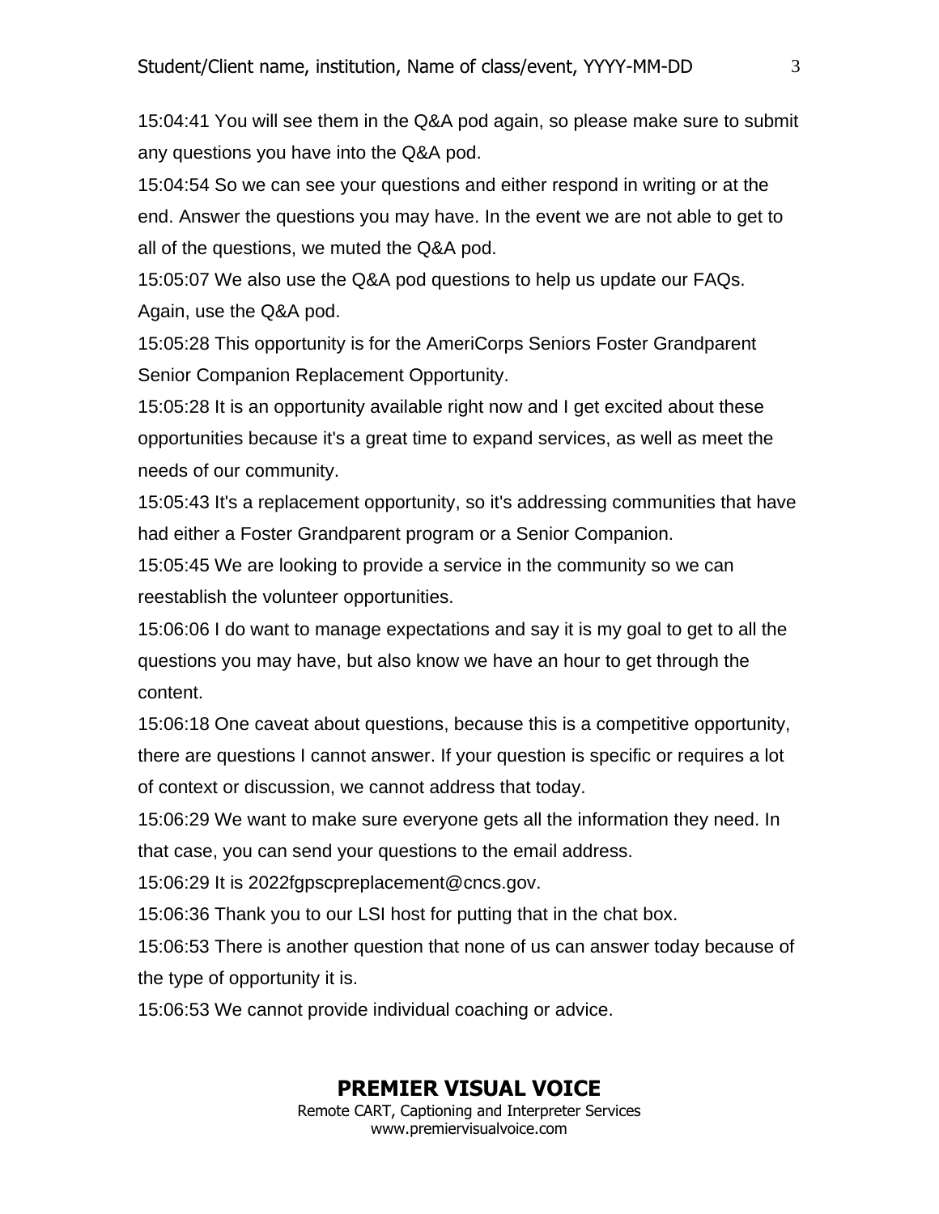15:04:41 You will see them in the Q&A pod again, so please make sure to submit any questions you have into the Q&A pod.

15:04:54 So we can see your questions and either respond in writing or at the end. Answer the questions you may have. In the event we are not able to get to all of the questions, we muted the Q&A pod.

15:05:07 We also use the Q&A pod questions to help us update our FAQs. Again, use the Q&A pod.

15:05:28 This opportunity is for the AmeriCorps Seniors Foster Grandparent Senior Companion Replacement Opportunity.

15:05:28 It is an opportunity available right now and I get excited about these opportunities because it's a great time to expand services, as well as meet the needs of our community.

15:05:43 It's a replacement opportunity, so it's addressing communities that have had either a Foster Grandparent program or a Senior Companion.

15:05:45 We are looking to provide a service in the community so we can reestablish the volunteer opportunities.

15:06:06 I do want to manage expectations and say it is my goal to get to all the questions you may have, but also know we have an hour to get through the content.

15:06:18 One caveat about questions, because this is a competitive opportunity, there are questions I cannot answer. If your question is specific or requires a lot of context or discussion, we cannot address that today.

15:06:29 We want to make sure everyone gets all the information they need. In that case, you can send your questions to the email address.

15:06:29 It is 2022fgpscpreplacement@cncs.gov.

15:06:36 Thank you to our LSI host for putting that in the chat box.

15:06:53 There is another question that none of us can answer today because of the type of opportunity it is.

15:06:53 We cannot provide individual coaching or advice.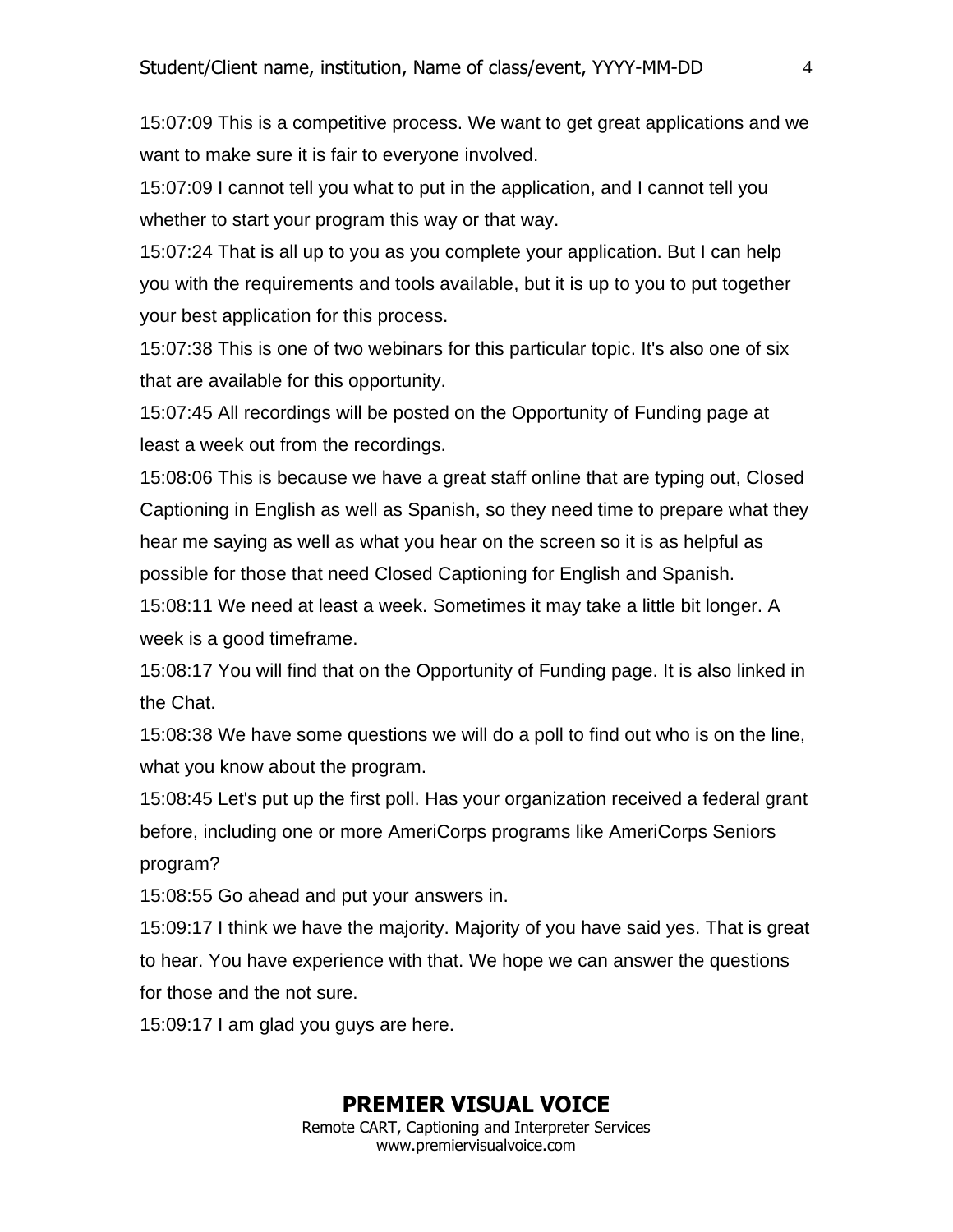15:07:09 This is a competitive process. We want to get great applications and we want to make sure it is fair to everyone involved.

15:07:09 I cannot tell you what to put in the application, and I cannot tell you whether to start your program this way or that way.

15:07:24 That is all up to you as you complete your application. But I can help you with the requirements and tools available, but it is up to you to put together your best application for this process.

15:07:38 This is one of two webinars for this particular topic. It's also one of six that are available for this opportunity.

15:07:45 All recordings will be posted on the Opportunity of Funding page at least a week out from the recordings.

15:08:06 This is because we have a great staff online that are typing out, Closed Captioning in English as well as Spanish, so they need time to prepare what they hear me saying as well as what you hear on the screen so it is as helpful as possible for those that need Closed Captioning for English and Spanish.

15:08:11 We need at least a week. Sometimes it may take a little bit longer. A week is a good timeframe.

15:08:17 You will find that on the Opportunity of Funding page. It is also linked in the Chat.

15:08:38 We have some questions we will do a poll to find out who is on the line, what you know about the program.

15:08:45 Let's put up the first poll. Has your organization received a federal grant before, including one or more AmeriCorps programs like AmeriCorps Seniors program?

15:08:55 Go ahead and put your answers in.

15:09:17 I think we have the majority. Majority of you have said yes. That is great to hear. You have experience with that. We hope we can answer the questions for those and the not sure.

15:09:17 I am glad you guys are here.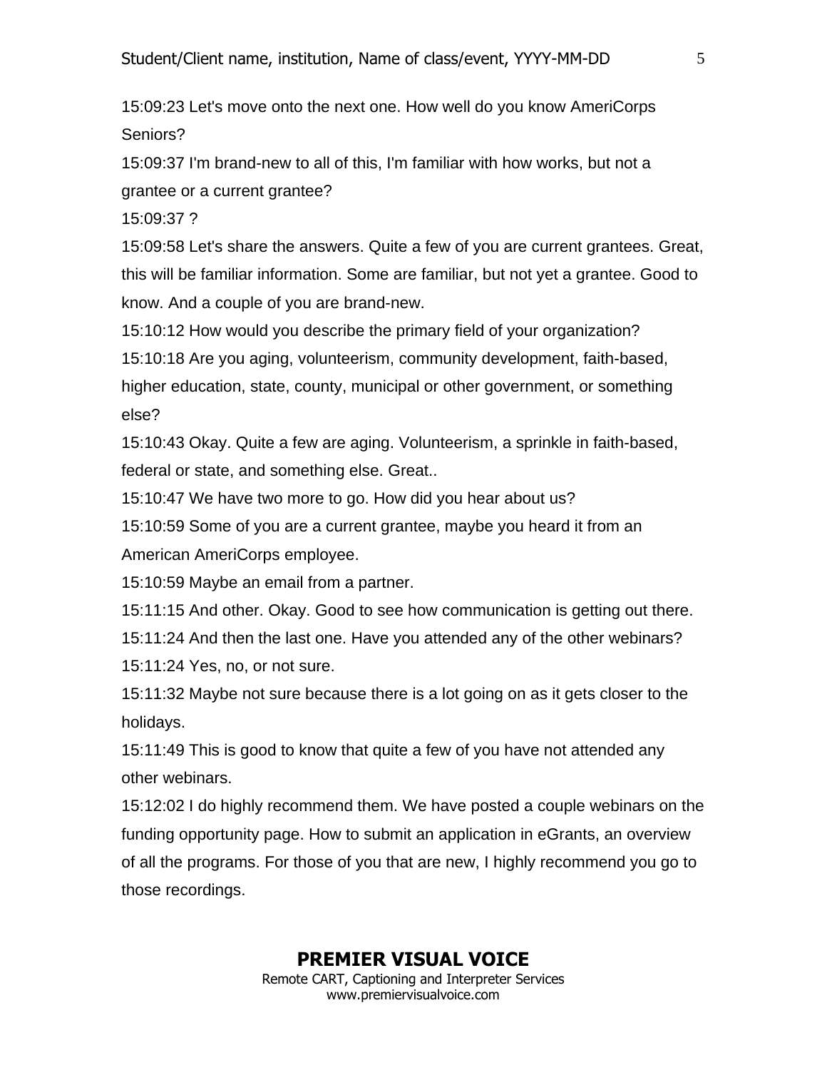15:09:23 Let's move onto the next one. How well do you know AmeriCorps Seniors?

15:09:37 I'm brand-new to all of this, I'm familiar with how works, but not a grantee or a current grantee?

15:09:37 ?

15:09:58 Let's share the answers. Quite a few of you are current grantees. Great, this will be familiar information. Some are familiar, but not yet a grantee. Good to know. And a couple of you are brand-new.

15:10:12 How would you describe the primary field of your organization?

15:10:18 Are you aging, volunteerism, community development, faith-based, higher education, state, county, municipal or other government, or something else?

15:10:43 Okay. Quite a few are aging. Volunteerism, a sprinkle in faith-based, federal or state, and something else. Great..

15:10:47 We have two more to go. How did you hear about us?

15:10:59 Some of you are a current grantee, maybe you heard it from an American AmeriCorps employee.

15:10:59 Maybe an email from a partner.

15:11:15 And other. Okay. Good to see how communication is getting out there.

15:11:24 And then the last one. Have you attended any of the other webinars?

15:11:24 Yes, no, or not sure.

15:11:32 Maybe not sure because there is a lot going on as it gets closer to the holidays.

15:11:49 This is good to know that quite a few of you have not attended any other webinars.

15:12:02 I do highly recommend them. We have posted a couple webinars on the funding opportunity page. How to submit an application in eGrants, an overview of all the programs. For those of you that are new, I highly recommend you go to those recordings.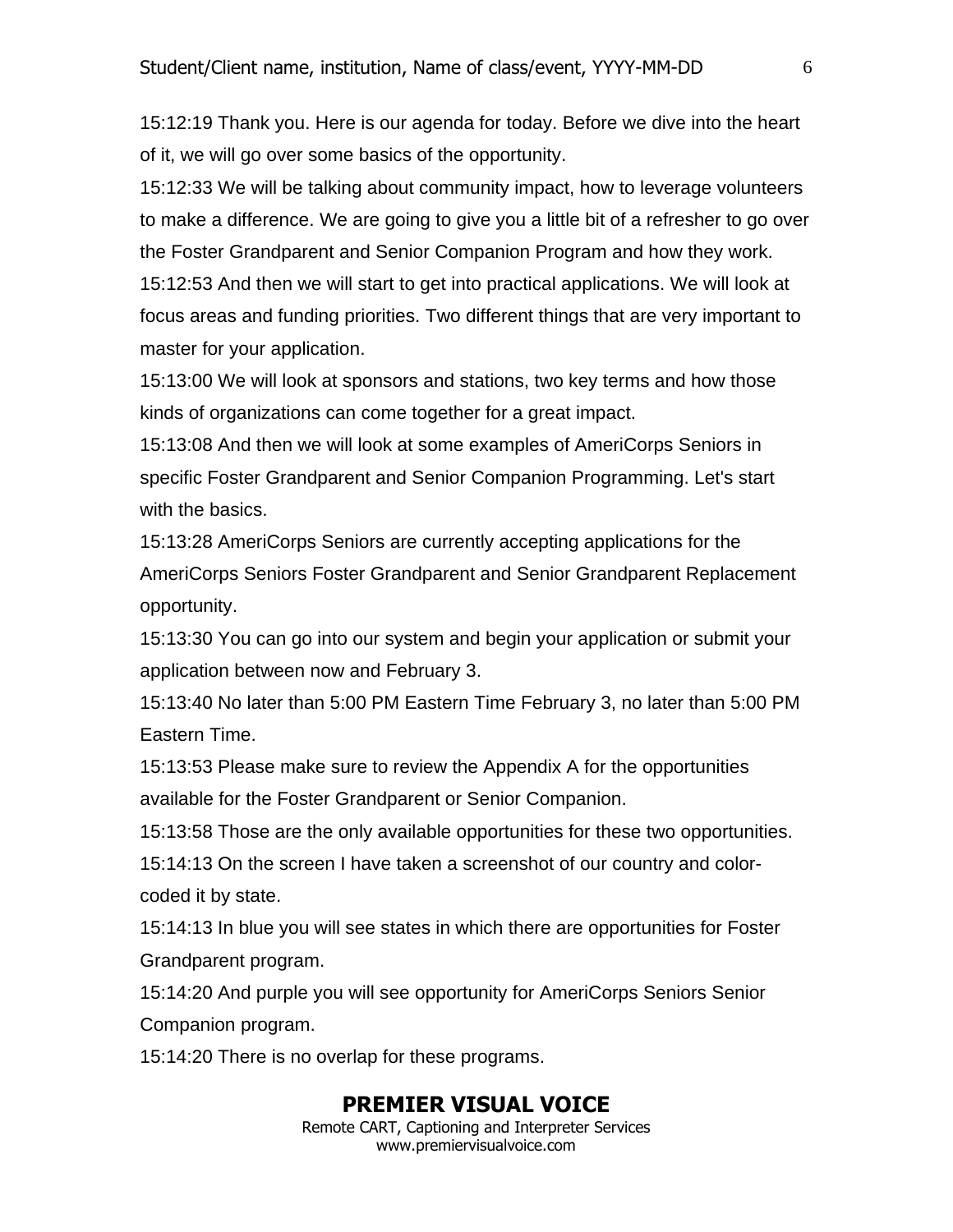15:12:19 Thank you. Here is our agenda for today. Before we dive into the heart of it, we will go over some basics of the opportunity.

15:12:33 We will be talking about community impact, how to leverage volunteers to make a difference. We are going to give you a little bit of a refresher to go over the Foster Grandparent and Senior Companion Program and how they work.

15:12:53 And then we will start to get into practical applications. We will look at focus areas and funding priorities. Two different things that are very important to master for your application.

15:13:00 We will look at sponsors and stations, two key terms and how those kinds of organizations can come together for a great impact.

15:13:08 And then we will look at some examples of AmeriCorps Seniors in specific Foster Grandparent and Senior Companion Programming. Let's start with the basics.

15:13:28 AmeriCorps Seniors are currently accepting applications for the AmeriCorps Seniors Foster Grandparent and Senior Grandparent Replacement opportunity.

15:13:30 You can go into our system and begin your application or submit your application between now and February 3.

15:13:40 No later than 5:00 PM Eastern Time February 3, no later than 5:00 PM Eastern Time.

15:13:53 Please make sure to review the Appendix A for the opportunities available for the Foster Grandparent or Senior Companion.

15:13:58 Those are the only available opportunities for these two opportunities.

15:14:13 On the screen I have taken a screenshot of our country and color-coded it by state.

15:14:13 In blue you will see states in which there are opportunities for Foster Grandparent program.

15:14:20 And purple you will see opportunity for AmeriCorps Seniors Senior Companion program.

15:14:20 There is no overlap for these programs.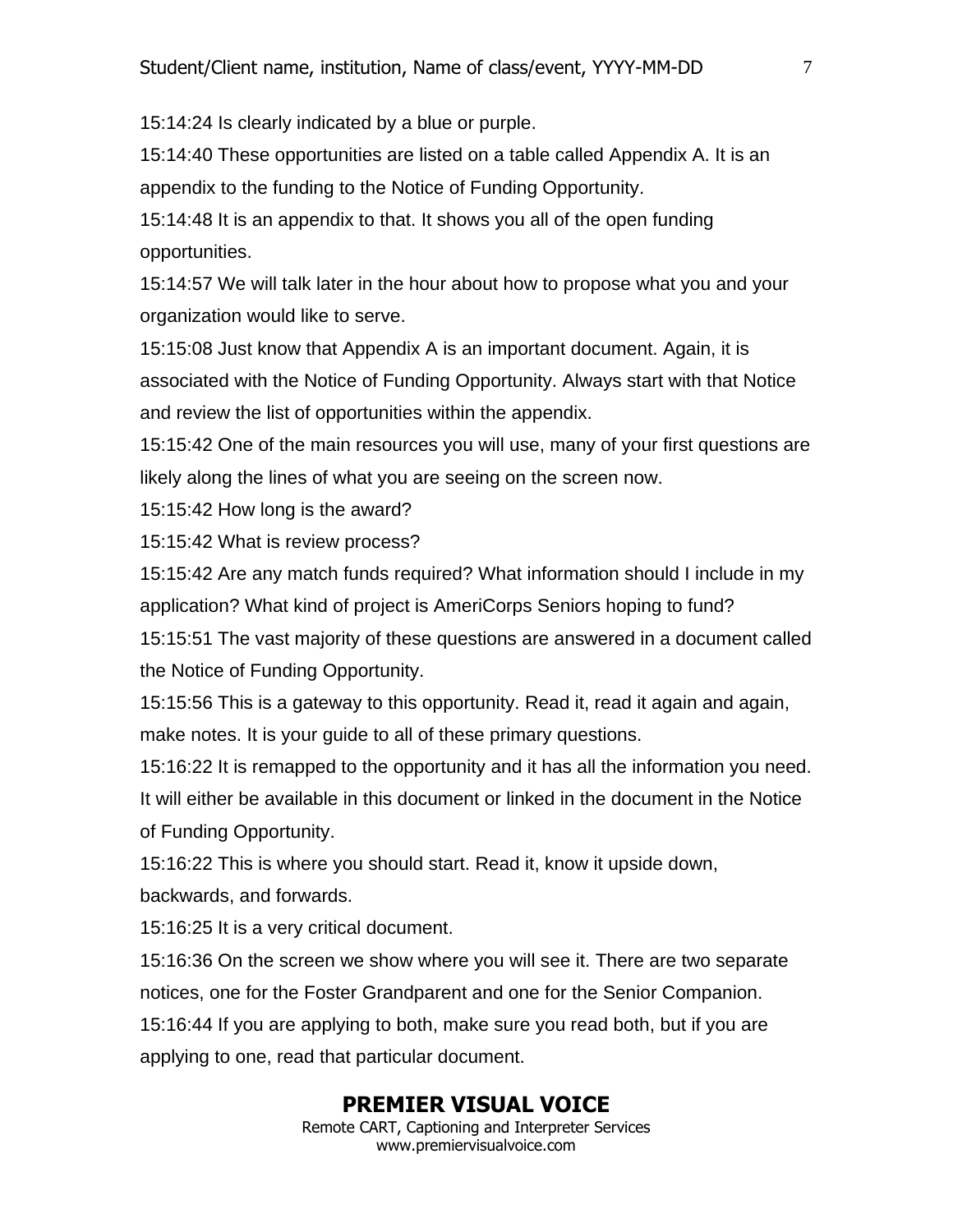15:14:24 Is clearly indicated by a blue or purple.

15:14:40 These opportunities are listed on a table called Appendix A. It is an appendix to the funding to the Notice of Funding Opportunity.

15:14:48 It is an appendix to that. It shows you all of the open funding opportunities.

15:14:57 We will talk later in the hour about how to propose what you and your organization would like to serve.

15:15:08 Just know that Appendix A is an important document. Again, it is associated with the Notice of Funding Opportunity. Always start with that Notice and review the list of opportunities within the appendix.

15:15:42 One of the main resources you will use, many of your first questions are likely along the lines of what you are seeing on the screen now.

15:15:42 How long is the award?

15:15:42 What is review process?

15:15:42 Are any match funds required? What information should I include in my application? What kind of project is AmeriCorps Seniors hoping to fund?

15:15:51 The vast majority of these questions are answered in a document called the Notice of Funding Opportunity.

15:15:56 This is a gateway to this opportunity. Read it, read it again and again, make notes. It is your guide to all of these primary questions.

15:16:22 It is remapped to the opportunity and it has all the information you need. It will either be available in this document or linked in the document in the Notice of Funding Opportunity.

15:16:22 This is where you should start. Read it, know it upside down, backwards, and forwards.

15:16:25 It is a very critical document.

15:16:36 On the screen we show where you will see it. There are two separate notices, one for the Foster Grandparent and one for the Senior Companion.

15:16:44 If you are applying to both, make sure you read both, but if you are applying to one, read that particular document.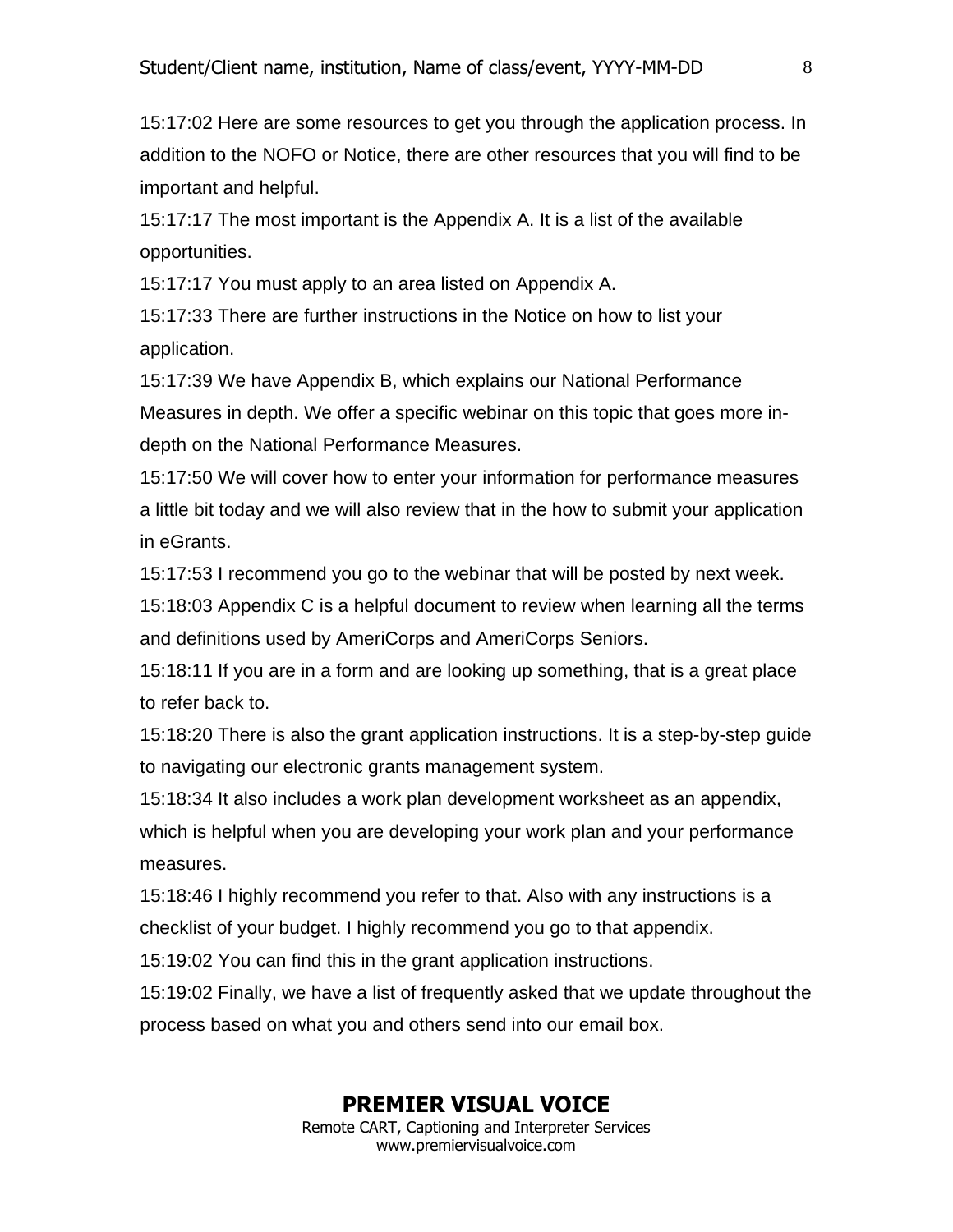15:17:02 Here are some resources to get you through the application process. In addition to the NOFO or Notice, there are other resources that you will find to be important and helpful.

15:17:17 The most important is the Appendix A. It is a list of the available opportunities.

15:17:17 You must apply to an area listed on Appendix A.

15:17:33 There are further instructions in the Notice on how to list your application.

15:17:39 We have Appendix B, which explains our National Performance Measures in depth. We offer a specific webinar on this topic that goes more in-depth on the National Performance Measures.

15:17:50 We will cover how to enter your information for performance measures a little bit today and we will also review that in the how to submit your application in eGrants.

15:17:53 I recommend you go to the webinar that will be posted by next week.

15:18:03 Appendix C is a helpful document to review when learning all the terms and definitions used by AmeriCorps and AmeriCorps Seniors.

15:18:11 If you are in a form and are looking up something, that is a great place to refer back to.

15:18:20 There is also the grant application instructions. It is a step-by-step guide to navigating our electronic grants management system.

15:18:34 It also includes a work plan development worksheet as an appendix, which is helpful when you are developing your work plan and your performance measures.

15:18:46 I highly recommend you refer to that. Also with any instructions is a checklist of your budget. I highly recommend you go to that appendix.

15:19:02 You can find this in the grant application instructions.

15:19:02 Finally, we have a list of frequently asked that we update throughout the process based on what you and others send into our email box.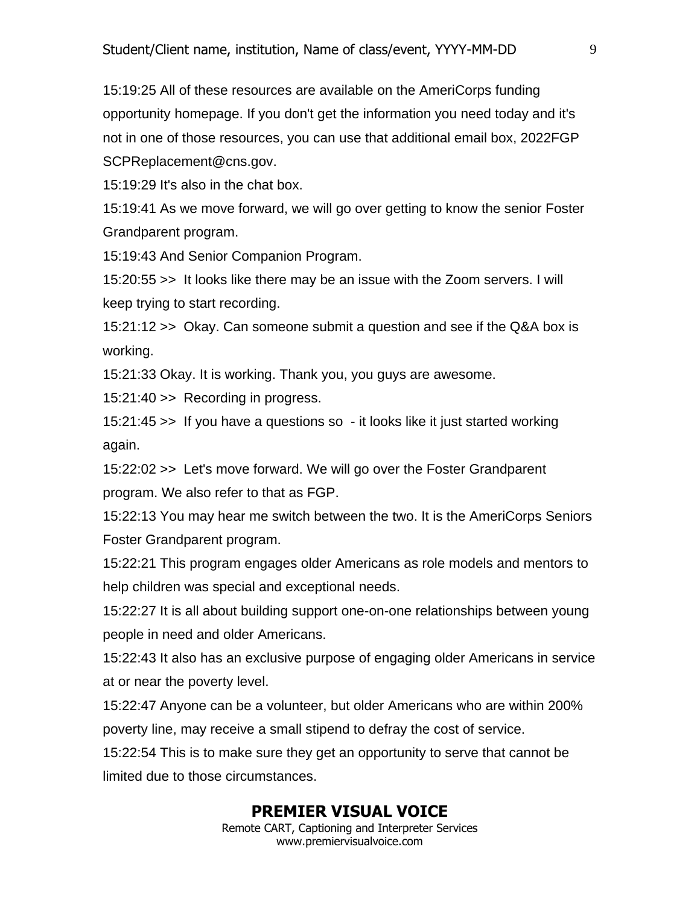15:19:25 All of these resources are available on the AmeriCorps funding opportunity homepage. If you don't get the information you need today and it's not in one of those resources, you can use that additional email box, 2022FGP SCPReplacement@cns.gov.

15:19:29 It's also in the chat box.

15:19:41 As we move forward, we will go over getting to know the senior Foster Grandparent program.

15:19:43 And Senior Companion Program.

15:20:55 >> It looks like there may be an issue with the Zoom servers. I will keep trying to start recording.

15:21:12 >> Okay. Can someone submit a question and see if the Q&A box is working.

15:21:33 Okay. It is working. Thank you, you guys are awesome.

15:21:40 >> Recording in progress.

15:21:45 >> If you have a questions so - it looks like it just started working again.

15:22:02 >> Let's move forward. We will go over the Foster Grandparent program. We also refer to that as FGP.

15:22:13 You may hear me switch between the two. It is the AmeriCorps Seniors Foster Grandparent program.

15:22:21 This program engages older Americans as role models and mentors to help children was special and exceptional needs.

15:22:27 It is all about building support one-on-one relationships between young people in need and older Americans.

15:22:43 It also has an exclusive purpose of engaging older Americans in service at or near the poverty level.

15:22:47 Anyone can be a volunteer, but older Americans who are within 200% poverty line, may receive a small stipend to defray the cost of service.

15:22:54 This is to make sure they get an opportunity to serve that cannot be limited due to those circumstances.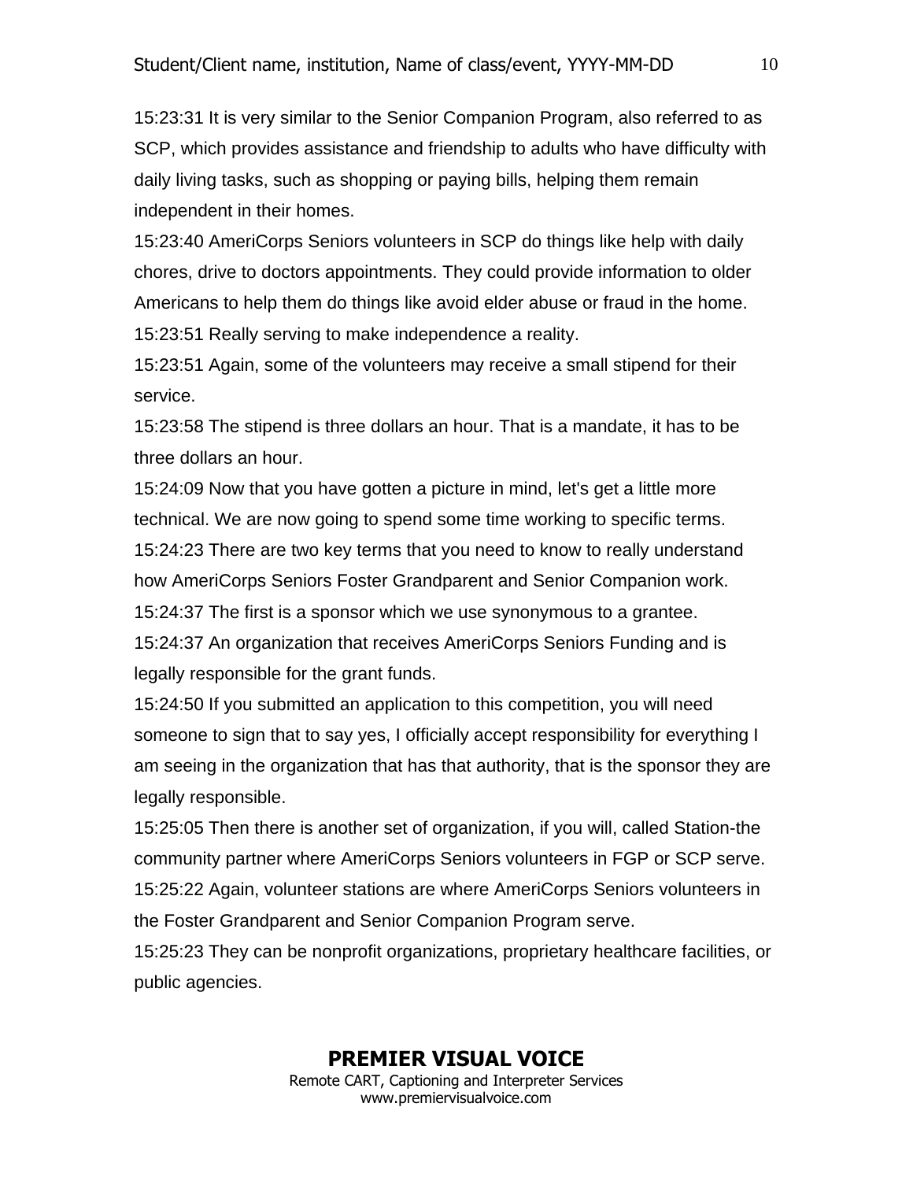15:23:31 It is very similar to the Senior Companion Program, also referred to as SCP, which provides assistance and friendship to adults who have difficulty with daily living tasks, such as shopping or paying bills, helping them remain independent in their homes.

15:23:40 AmeriCorps Seniors volunteers in SCP do things like help with daily chores, drive to doctors appointments. They could provide information to older Americans to help them do things like avoid elder abuse or fraud in the home.

15:23:51 Really serving to make independence a reality.

15:23:51 Again, some of the volunteers may receive a small stipend for their service.

15:23:58 The stipend is three dollars an hour. That is a mandate, it has to be three dollars an hour.

15:24:09 Now that you have gotten a picture in mind, let's get a little more technical. We are now going to spend some time working to specific terms.

15:24:23 There are two key terms that you need to know to really understand how AmeriCorps Seniors Foster Grandparent and Senior Companion work.

15:24:37 The first is a sponsor which we use synonymous to a grantee.

15:24:37 An organization that receives AmeriCorps Seniors Funding and is legally responsible for the grant funds.

15:24:50 If you submitted an application to this competition, you will need someone to sign that to say yes, I officially accept responsibility for everything I am seeing in the organization that has that authority, that is the sponsor they are legally responsible.

15:25:05 Then there is another set of organization, if you will, called Station-the community partner where AmeriCorps Seniors volunteers in FGP or SCP serve.

15:25:22 Again, volunteer stations are where AmeriCorps Seniors volunteers in the Foster Grandparent and Senior Companion Program serve.

15:25:23 They can be nonprofit organizations, proprietary healthcare facilities, or public agencies.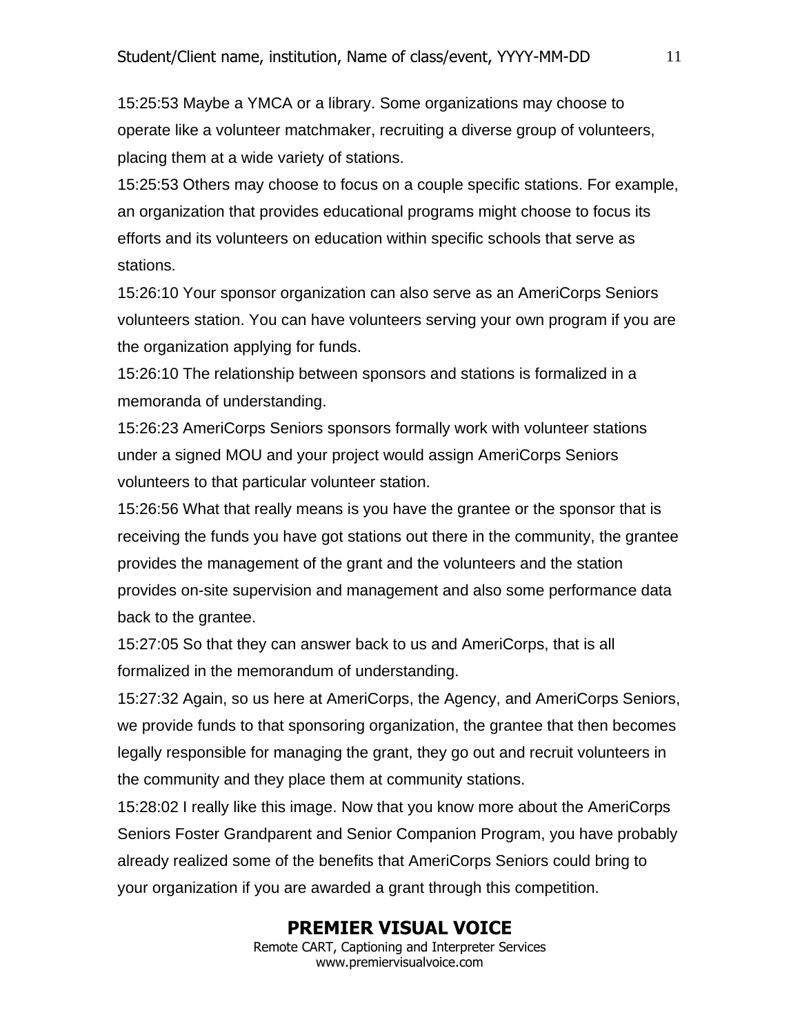15:25:53 Maybe a YMCA or a library. Some organizations may choose to operate like a volunteer matchmaker, recruiting a diverse group of volunteers, placing them at a wide variety of stations.

15:25:53 Others may choose to focus on a couple specific stations. For example, an organization that provides educational programs might choose to focus its efforts and its volunteers on education within specific schools that serve as stations.

15:26:10 Your sponsor organization can also serve as an AmeriCorps Seniors volunteers station. You can have volunteers serving your own program if you are the organization applying for funds.

15:26:10 The relationship between sponsors and stations is formalized in a memoranda of understanding.

15:26:23 AmeriCorps Seniors sponsors formally work with volunteer stations under a signed MOU and your project would assign AmeriCorps Seniors volunteers to that particular volunteer station.

15:26:56 What that really means is you have the grantee or the sponsor that is receiving the funds you have got stations out there in the community, the grantee provides the management of the grant and the volunteers and the station provides on-site supervision and management and also some performance data back to the grantee.

15:27:05 So that they can answer back to us and AmeriCorps, that is all formalized in the memorandum of understanding.

15:27:32 Again, so us here at AmeriCorps, the Agency, and AmeriCorps Seniors, we provide funds to that sponsoring organization, the grantee that then becomes legally responsible for managing the grant, they go out and recruit volunteers in the community and they place them at community stations.

15:28:02 I really like this image. Now that you know more about the AmeriCorps Seniors Foster Grandparent and Senior Companion Program, you have probably already realized some of the benefits that AmeriCorps Seniors could bring to your organization if you are awarded a grant through this competition.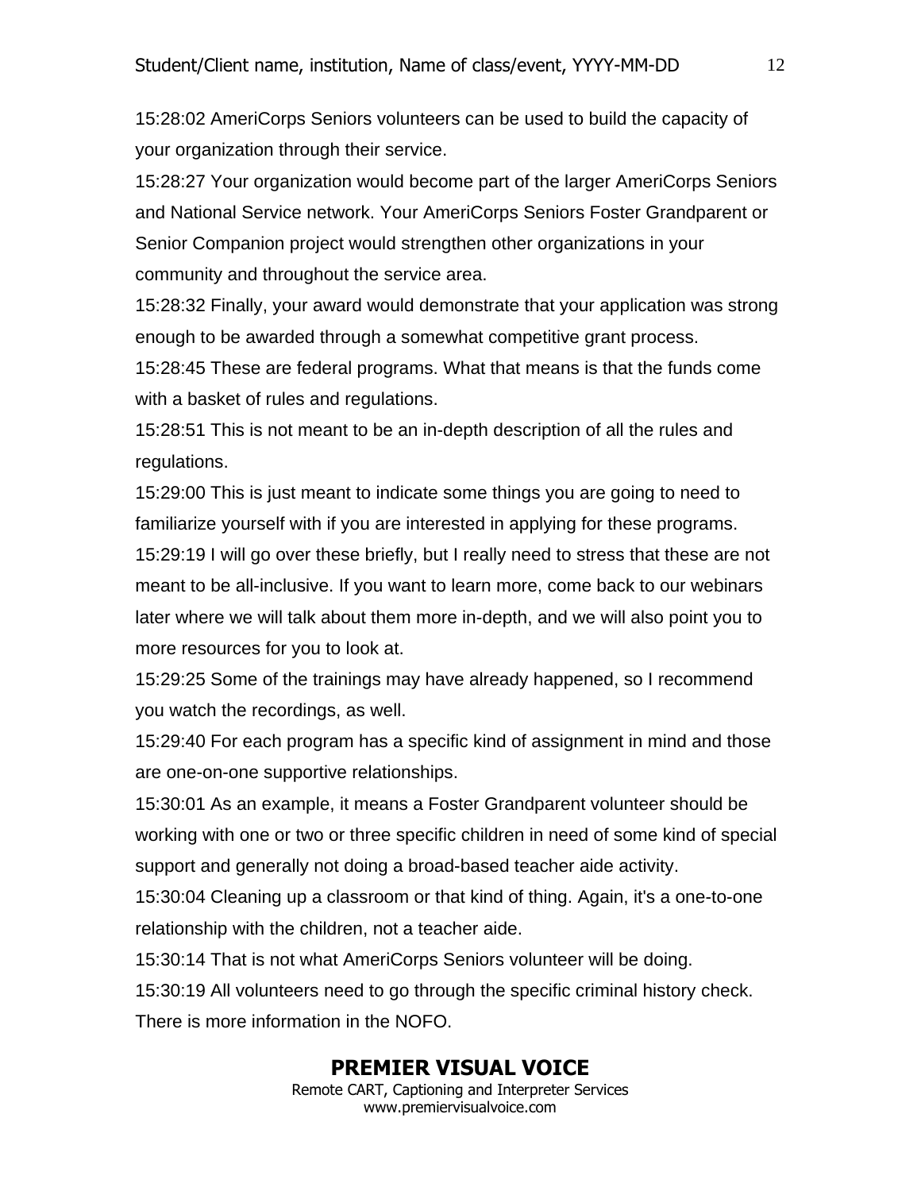15:28:02 AmeriCorps Seniors volunteers can be used to build the capacity of your organization through their service.

15:28:27 Your organization would become part of the larger AmeriCorps Seniors and National Service network. Your AmeriCorps Seniors Foster Grandparent or Senior Companion project would strengthen other organizations in your community and throughout the service area.

15:28:32 Finally, your award would demonstrate that your application was strong enough to be awarded through a somewhat competitive grant process.

15:28:45 These are federal programs. What that means is that the funds come with a basket of rules and regulations.

15:28:51 This is not meant to be an in-depth description of all the rules and regulations.

15:29:00 This is just meant to indicate some things you are going to need to familiarize yourself with if you are interested in applying for these programs.

15:29:19 I will go over these briefly, but I really need to stress that these are not meant to be all-inclusive. If you want to learn more, come back to our webinars later where we will talk about them more in-depth, and we will also point you to more resources for you to look at.

15:29:25 Some of the trainings may have already happened, so I recommend you watch the recordings, as well.

15:29:40 For each program has a specific kind of assignment in mind and those are one-on-one supportive relationships.

15:30:01 As an example, it means a Foster Grandparent volunteer should be working with one or two or three specific children in need of some kind of special support and generally not doing a broad-based teacher aide activity.

15:30:04 Cleaning up a classroom or that kind of thing. Again, it's a one-to-one relationship with the children, not a teacher aide.

15:30:14 That is not what AmeriCorps Seniors volunteer will be doing.

15:30:19 All volunteers need to go through the specific criminal history check. There is more information in the NOFO.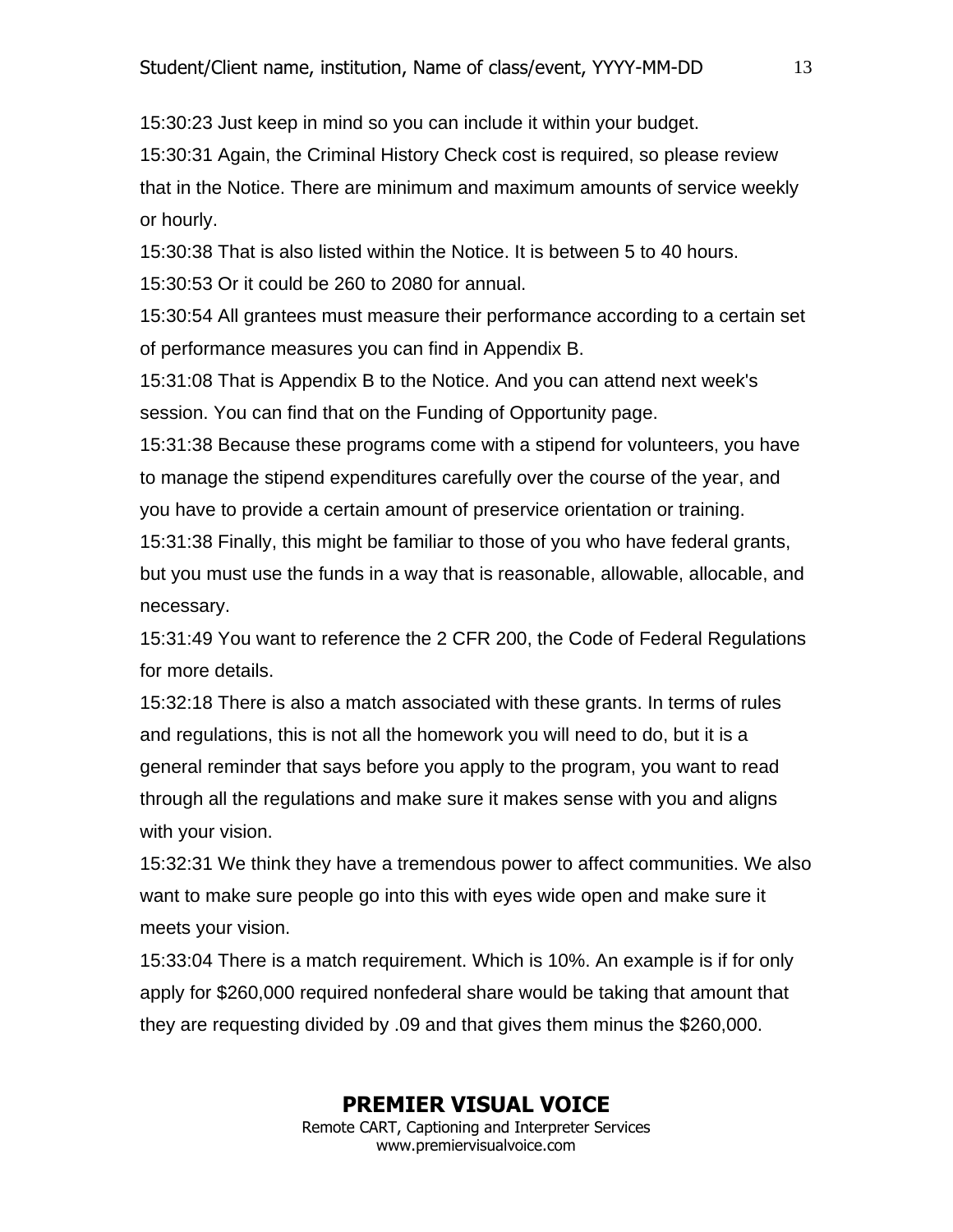15:30:23 Just keep in mind so you can include it within your budget.

15:30:31 Again, the Criminal History Check cost is required, so please review that in the Notice. There are minimum and maximum amounts of service weekly or hourly.

15:30:38 That is also listed within the Notice. It is between 5 to 40 hours.

15:30:53 Or it could be 260 to 2080 for annual.

15:30:54 All grantees must measure their performance according to a certain set of performance measures you can find in Appendix B.

15:31:08 That is Appendix B to the Notice. And you can attend next week's session. You can find that on the Funding of Opportunity page.

15:31:38 Because these programs come with a stipend for volunteers, you have to manage the stipend expenditures carefully over the course of the year, and you have to provide a certain amount of preservice orientation or training.

15:31:38 Finally, this might be familiar to those of you who have federal grants, but you must use the funds in a way that is reasonable, allowable, allocable, and necessary.

15:31:49 You want to reference the 2 CFR 200, the Code of Federal Regulations for more details.

15:32:18 There is also a match associated with these grants. In terms of rules and regulations, this is not all the homework you will need to do, but it is a general reminder that says before you apply to the program, you want to read through all the regulations and make sure it makes sense with you and aligns with your vision.

15:32:31 We think they have a tremendous power to affect communities. We also want to make sure people go into this with eyes wide open and make sure it meets your vision.

15:33:04 There is a match requirement. Which is 10%. An example is if for only apply for $260,000 required nonfederal share would be taking that amount that they are requesting divided by .09 and that gives them minus the $260,000.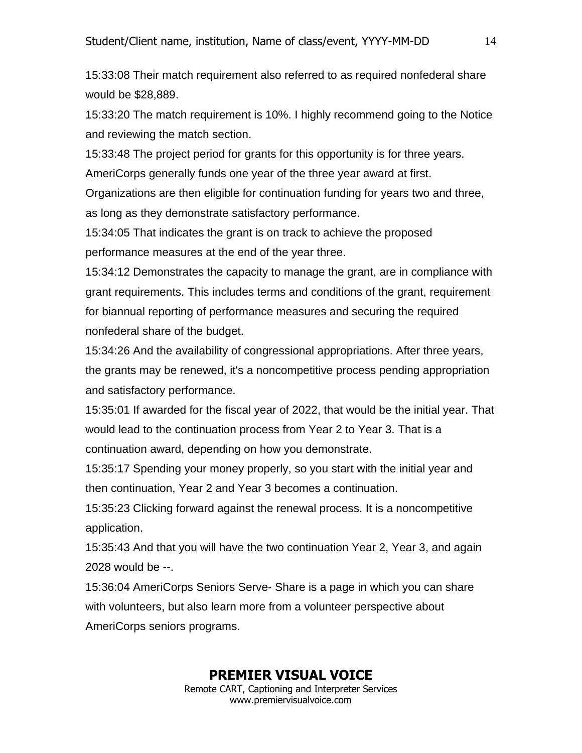15:33:08 Their match requirement also referred to as required nonfederal share would be $28,889.

15:33:20 The match requirement is 10%. I highly recommend going to the Notice and reviewing the match section.

15:33:48 The project period for grants for this opportunity is for three years. AmeriCorps generally funds one year of the three year award at first. Organizations are then eligible for continuation funding for years two and three, as long as they demonstrate satisfactory performance.

15:34:05 That indicates the grant is on track to achieve the proposed performance measures at the end of the year three.

15:34:12 Demonstrates the capacity to manage the grant, are in compliance with grant requirements. This includes terms and conditions of the grant, requirement for biannual reporting of performance measures and securing the required nonfederal share of the budget.

15:34:26 And the availability of congressional appropriations. After three years, the grants may be renewed, it's a noncompetitive process pending appropriation and satisfactory performance.

15:35:01 If awarded for the fiscal year of 2022, that would be the initial year. That would lead to the continuation process from Year 2 to Year 3. That is a continuation award, depending on how you demonstrate.

15:35:17 Spending your money properly, so you start with the initial year and then continuation, Year 2 and Year 3 becomes a continuation.

15:35:23 Clicking forward against the renewal process. It is a noncompetitive application.

15:35:43 And that you will have the two continuation Year 2, Year 3, and again 2028 would be --.

15:36:04 AmeriCorps Seniors Serve- Share is a page in which you can share with volunteers, but also learn more from a volunteer perspective about AmeriCorps seniors programs.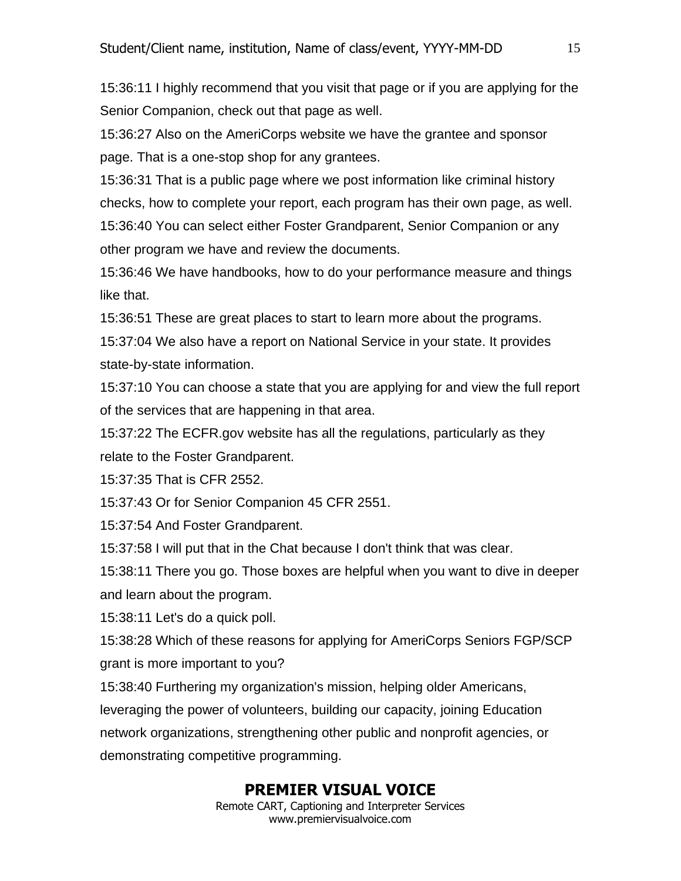15:36:11 I highly recommend that you visit that page or if you are applying for the Senior Companion, check out that page as well.

15:36:27 Also on the AmeriCorps website we have the grantee and sponsor page. That is a one-stop shop for any grantees.

15:36:31 That is a public page where we post information like criminal history checks, how to complete your report, each program has their own page, as well.

15:36:40 You can select either Foster Grandparent, Senior Companion or any other program we have and review the documents.

15:36:46 We have handbooks, how to do your performance measure and things like that.

15:36:51 These are great places to start to learn more about the programs.

15:37:04 We also have a report on National Service in your state. It provides state-by-state information.

15:37:10 You can choose a state that you are applying for and view the full report of the services that are happening in that area.

15:37:22 The ECFR.gov website has all the regulations, particularly as they relate to the Foster Grandparent.

15:37:35 That is CFR 2552.

15:37:43 Or for Senior Companion 45 CFR 2551.

15:37:54 And Foster Grandparent.

15:37:58 I will put that in the Chat because I don't think that was clear.

15:38:11 There you go. Those boxes are helpful when you want to dive in deeper and learn about the program.

15:38:11 Let's do a quick poll.

15:38:28 Which of these reasons for applying for AmeriCorps Seniors FGP/SCP grant is more important to you?

15:38:40 Furthering my organization's mission, helping older Americans, leveraging the power of volunteers, building our capacity, joining Education network organizations, strengthening other public and nonprofit agencies, or demonstrating competitive programming.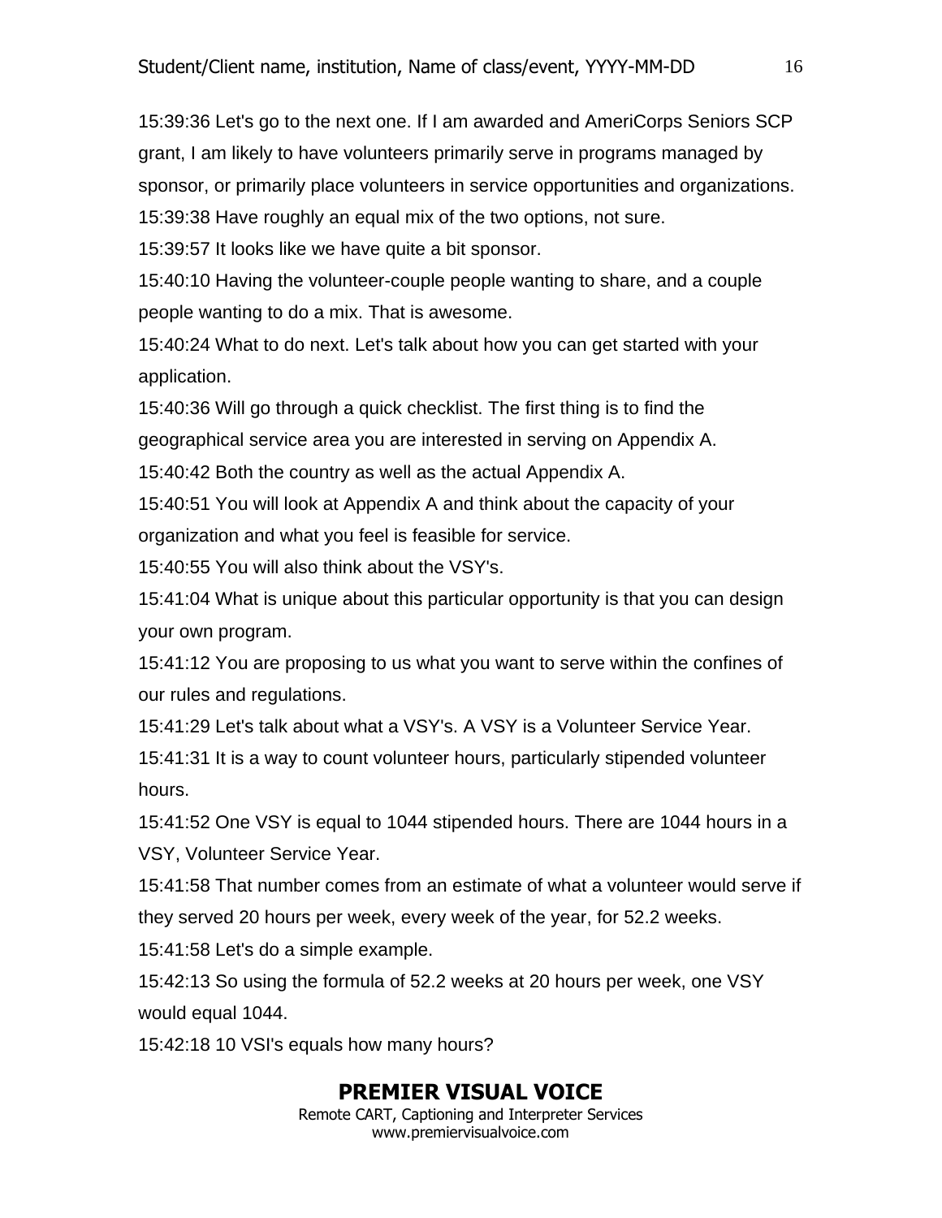15:39:36 Let's go to the next one. If I am awarded and AmeriCorps Seniors SCP grant, I am likely to have volunteers primarily serve in programs managed by sponsor, or primarily place volunteers in service opportunities and organizations.

15:39:38 Have roughly an equal mix of the two options, not sure.

15:39:57 It looks like we have quite a bit sponsor.

15:40:10 Having the volunteer-couple people wanting to share, and a couple people wanting to do a mix. That is awesome.

15:40:24 What to do next. Let's talk about how you can get started with your application.

15:40:36 Will go through a quick checklist. The first thing is to find the geographical service area you are interested in serving on Appendix A.

15:40:42 Both the country as well as the actual Appendix A.

15:40:51 You will look at Appendix A and think about the capacity of your organization and what you feel is feasible for service.

15:40:55 You will also think about the VSY's.

15:41:04 What is unique about this particular opportunity is that you can design your own program.

15:41:12 You are proposing to us what you want to serve within the confines of our rules and regulations.

15:41:29 Let's talk about what a VSY's. A VSY is a Volunteer Service Year.

15:41:31 It is a way to count volunteer hours, particularly stipended volunteer hours.

15:41:52 One VSY is equal to 1044 stipended hours. There are 1044 hours in a VSY, Volunteer Service Year.

15:41:58 That number comes from an estimate of what a volunteer would serve if they served 20 hours per week, every week of the year, for 52.2 weeks.

15:41:58 Let's do a simple example.

15:42:13 So using the formula of 52.2 weeks at 20 hours per week, one VSY would equal 1044.

15:42:18 10 VSI's equals how many hours?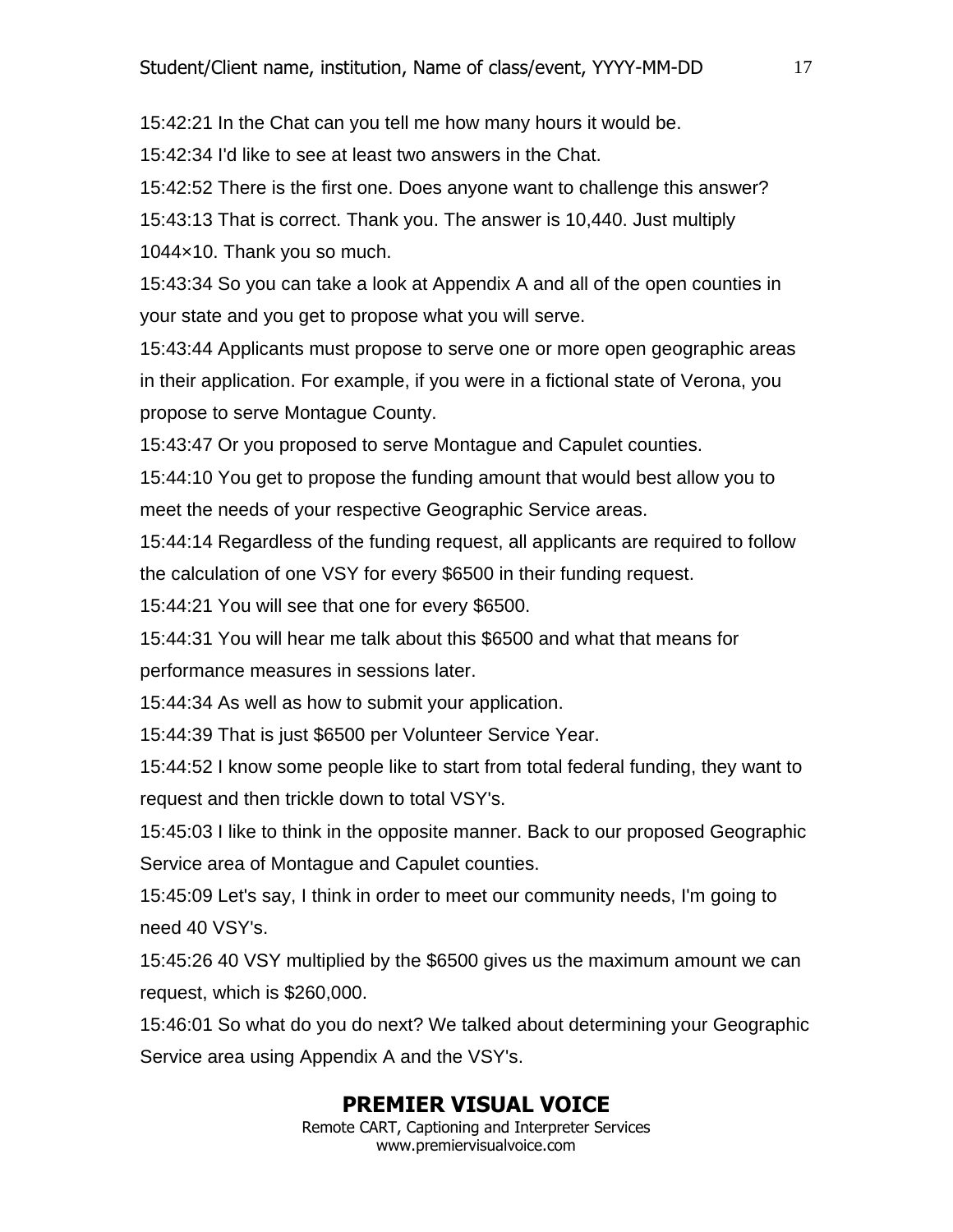15:42:21 In the Chat can you tell me how many hours it would be.

15:42:34 I'd like to see at least two answers in the Chat.

15:42:52 There is the first one. Does anyone want to challenge this answer?

15:43:13 That is correct. Thank you. The answer is 10,440. Just multiply 1044×10. Thank you so much.

15:43:34 So you can take a look at Appendix A and all of the open counties in your state and you get to propose what you will serve.

15:43:44 Applicants must propose to serve one or more open geographic areas in their application. For example, if you were in a fictional state of Verona, you propose to serve Montague County.

15:43:47 Or you proposed to serve Montague and Capulet counties.

15:44:10 You get to propose the funding amount that would best allow you to meet the needs of your respective Geographic Service areas.

15:44:14 Regardless of the funding request, all applicants are required to follow the calculation of one VSY for every $6500 in their funding request.

15:44:21 You will see that one for every $6500.

15:44:31 You will hear me talk about this $6500 and what that means for performance measures in sessions later.

15:44:34 As well as how to submit your application.

15:44:39 That is just $6500 per Volunteer Service Year.

15:44:52 I know some people like to start from total federal funding, they want to request and then trickle down to total VSY's.

15:45:03 I like to think in the opposite manner. Back to our proposed Geographic Service area of Montague and Capulet counties.

15:45:09 Let's say, I think in order to meet our community needs, I'm going to need 40 VSY's.

15:45:26 40 VSY multiplied by the $6500 gives us the maximum amount we can request, which is $260,000.

15:46:01 So what do you do next? We talked about determining your Geographic Service area using Appendix A and the VSY's.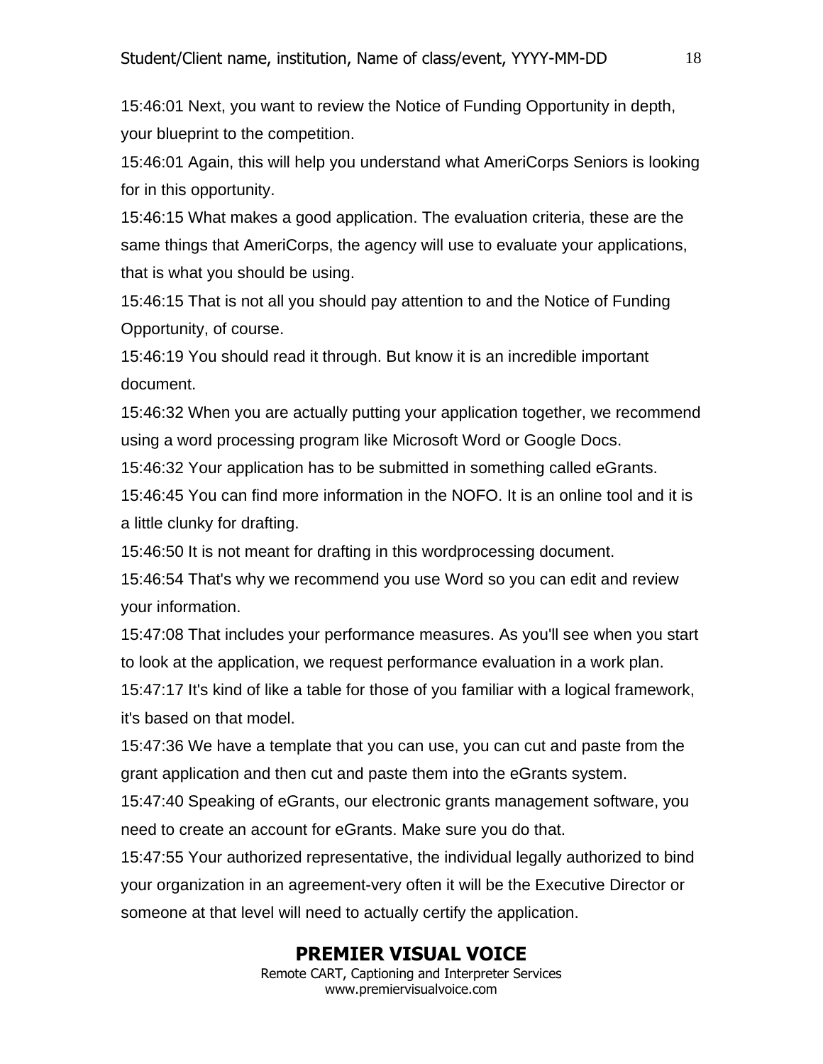15:46:01 Next, you want to review the Notice of Funding Opportunity in depth, your blueprint to the competition.

15:46:01 Again, this will help you understand what AmeriCorps Seniors is looking for in this opportunity.

15:46:15 What makes a good application. The evaluation criteria, these are the same things that AmeriCorps, the agency will use to evaluate your applications, that is what you should be using.

15:46:15 That is not all you should pay attention to and the Notice of Funding Opportunity, of course.

15:46:19 You should read it through. But know it is an incredible important document.

15:46:32 When you are actually putting your application together, we recommend using a word processing program like Microsoft Word or Google Docs.

15:46:32 Your application has to be submitted in something called eGrants.

15:46:45 You can find more information in the NOFO. It is an online tool and it is a little clunky for drafting.

15:46:50 It is not meant for drafting in this wordprocessing document.

15:46:54 That's why we recommend you use Word so you can edit and review your information.

15:47:08 That includes your performance measures. As you'll see when you start to look at the application, we request performance evaluation in a work plan.

15:47:17 It's kind of like a table for those of you familiar with a logical framework, it's based on that model.

15:47:36 We have a template that you can use, you can cut and paste from the grant application and then cut and paste them into the eGrants system.

15:47:40 Speaking of eGrants, our electronic grants management software, you need to create an account for eGrants. Make sure you do that.

15:47:55 Your authorized representative, the individual legally authorized to bind your organization in an agreement-very often it will be the Executive Director or someone at that level will need to actually certify the application.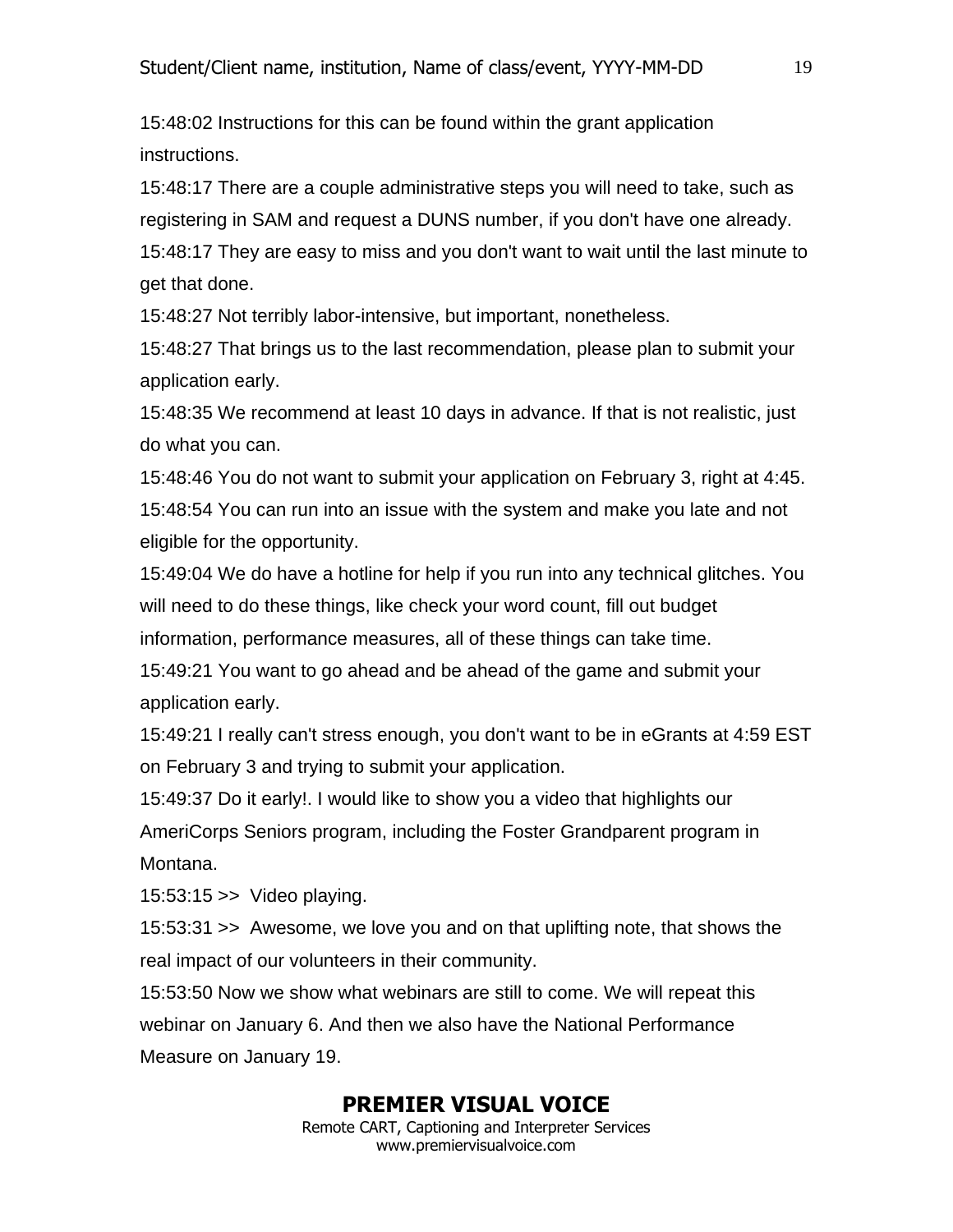15:48:02 Instructions for this can be found within the grant application instructions.

15:48:17 There are a couple administrative steps you will need to take, such as registering in SAM and request a DUNS number, if you don't have one already.

15:48:17 They are easy to miss and you don't want to wait until the last minute to get that done.

15:48:27 Not terribly labor-intensive, but important, nonetheless.

15:48:27 That brings us to the last recommendation, please plan to submit your application early.

15:48:35 We recommend at least 10 days in advance. If that is not realistic, just do what you can.

15:48:46 You do not want to submit your application on February 3, right at 4:45.

15:48:54 You can run into an issue with the system and make you late and not eligible for the opportunity.

15:49:04 We do have a hotline for help if you run into any technical glitches. You will need to do these things, like check your word count, fill out budget information, performance measures, all of these things can take time.

15:49:21 You want to go ahead and be ahead of the game and submit your application early.

15:49:21 I really can't stress enough, you don't want to be in eGrants at 4:59 EST on February 3 and trying to submit your application.

15:49:37 Do it early!. I would like to show you a video that highlights our AmeriCorps Seniors program, including the Foster Grandparent program in Montana.

15:53:15 >> Video playing.

15:53:31 >> Awesome, we love you and on that uplifting note, that shows the real impact of our volunteers in their community.

15:53:50 Now we show what webinars are still to come. We will repeat this webinar on January 6. And then we also have the National Performance Measure on January 19.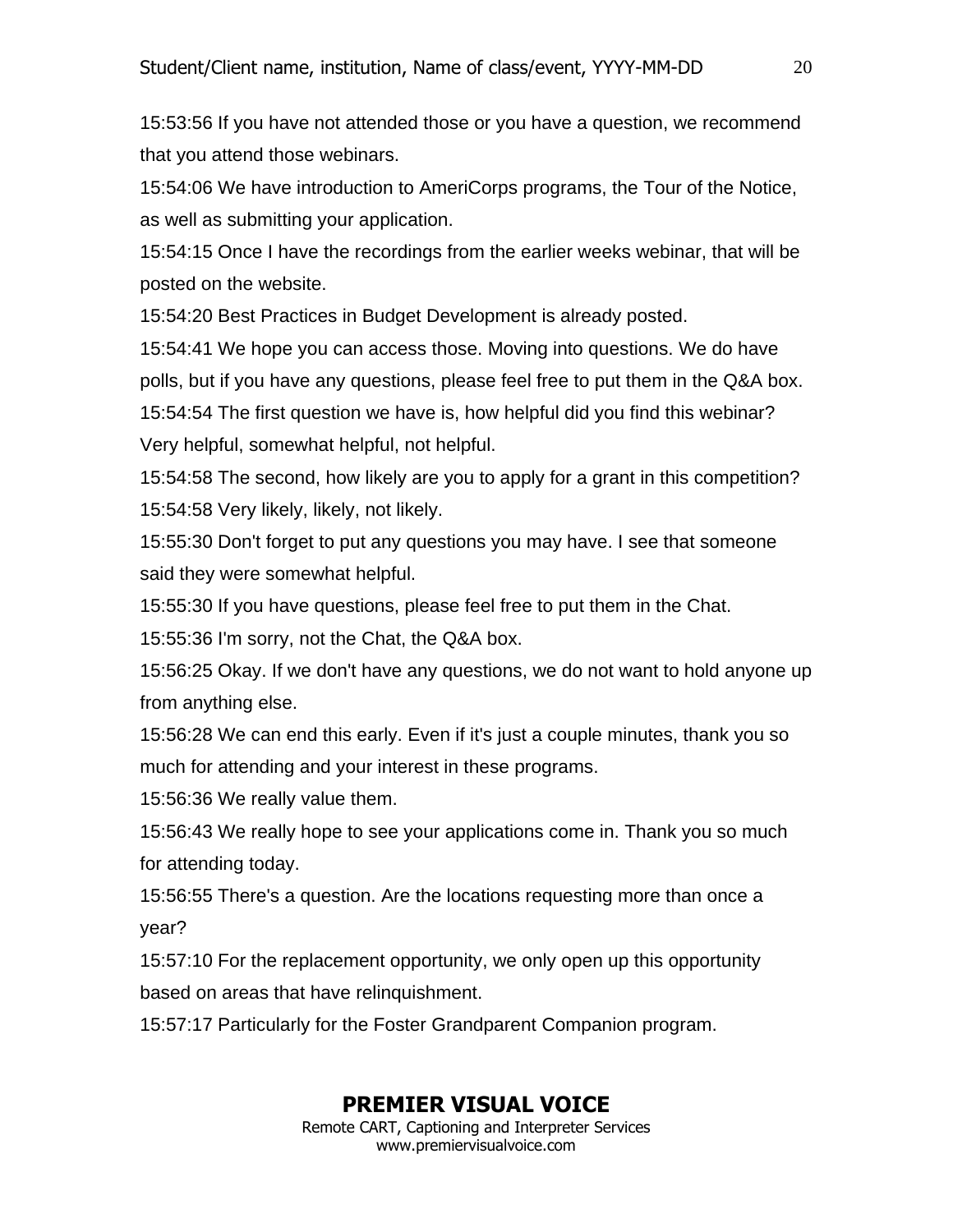15:53:56 If you have not attended those or you have a question, we recommend that you attend those webinars.

15:54:06 We have introduction to AmeriCorps programs, the Tour of the Notice, as well as submitting your application.

15:54:15 Once I have the recordings from the earlier weeks webinar, that will be posted on the website.

15:54:20 Best Practices in Budget Development is already posted.

15:54:41 We hope you can access those. Moving into questions. We do have polls, but if you have any questions, please feel free to put them in the Q&A box.

15:54:54 The first question we have is, how helpful did you find this webinar? Very helpful, somewhat helpful, not helpful.

15:54:58 The second, how likely are you to apply for a grant in this competition?

15:54:58 Very likely, likely, not likely.

15:55:30 Don't forget to put any questions you may have. I see that someone said they were somewhat helpful.

15:55:30 If you have questions, please feel free to put them in the Chat.

15:55:36 I'm sorry, not the Chat, the Q&A box.

15:56:25 Okay. If we don't have any questions, we do not want to hold anyone up from anything else.

15:56:28 We can end this early. Even if it's just a couple minutes, thank you so much for attending and your interest in these programs.

15:56:36 We really value them.

15:56:43 We really hope to see your applications come in. Thank you so much for attending today.

15:56:55 There's a question. Are the locations requesting more than once a year?

15:57:10 For the replacement opportunity, we only open up this opportunity based on areas that have relinquishment.

15:57:17 Particularly for the Foster Grandparent Companion program.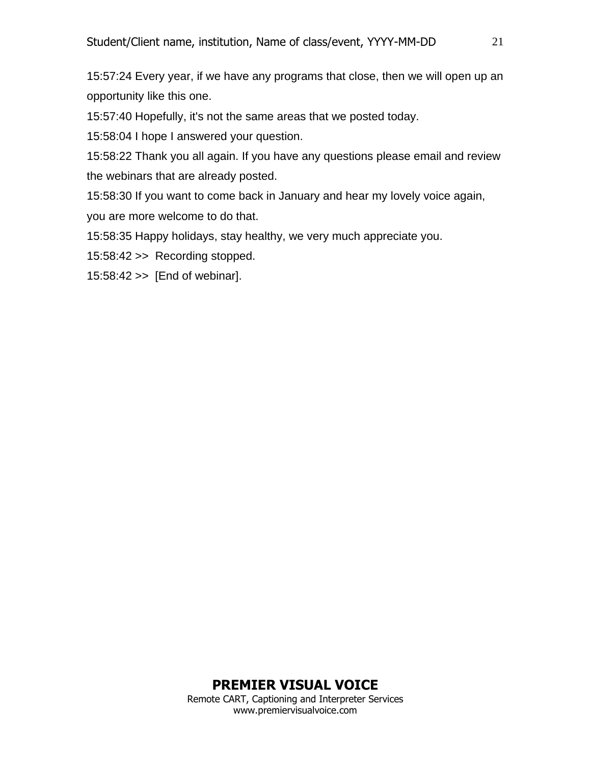15:57:24 Every year, if we have any programs that close, then we will open up an opportunity like this one.

15:57:40 Hopefully, it's not the same areas that we posted today.

15:58:04 I hope I answered your question.

15:58:22 Thank you all again. If you have any questions please email and review the webinars that are already posted.

15:58:30 If you want to come back in January and hear my lovely voice again, you are more welcome to do that.

15:58:35 Happy holidays, stay healthy, we very much appreciate you.

15:58:42 >>  Recording stopped.

15:58:42 >>  [End of webinar].